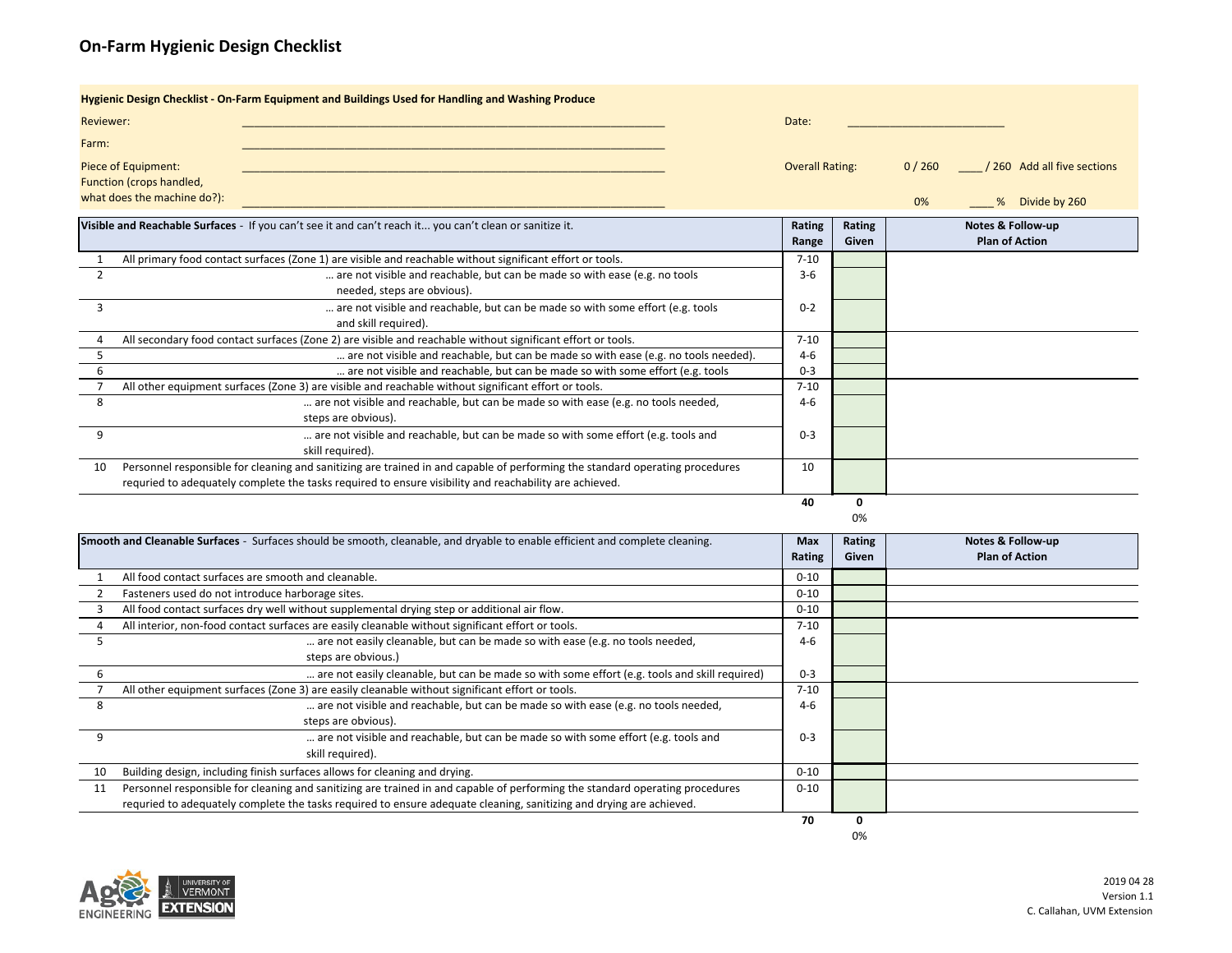# On-Farm Hygienic Design Checklist

**Hygienic Design Checklist - On-Farm Equipment and Buildings Used for Handling and Washing Produce**

Reviewer: ______________________________ Date: ____________________

Farm: ______________________________

Piece of Equipment: ______________________________ Overall Rating: 0 / 260 ____ / 260 Add all five sections

Function (crops handled, what does the machine do?): ______________________________ 0% ____ % Divide by 260

| | **Visible and Reachable Surfaces** - If you can't see it and can't reach it... you can't clean or sanitize it. | Rating Range | Rating Given | Notes & Follow-up Plan of Action |
|---|---|---|---|---|
| 1 | All primary food contact surfaces (Zone 1) are visible and reachable without significant effort or tools. | 7-10 | | |
| 2 | … are not visible and reachable, but can be made so with ease (e.g. no tools needed, steps are obvious). | 3-6 | | |
| 3 | … are not visible and reachable, but can be made so with some effort (e.g. tools and skill required). | 0-2 | | |
| 4 | All secondary food contact surfaces (Zone 2) are visible and reachable without significant effort or tools. | 7-10 | | |
| 5 | … are not visible and reachable, but can be made so with ease (e.g. no tools needed). | 4-6 | | |
| 6 | … are not visible and reachable, but can be made so with some effort (e.g. tools | 0-3 | | |
| 7 | All other equipment surfaces (Zone 3) are visible and reachable without significant effort or tools. | 7-10 | | |
| 8 | … are not visible and reachable, but can be made so with ease (e.g. no tools needed, steps are obvious). | 4-6 | | |
| 9 | … are not visible and reachable, but can be made so with some effort (e.g. tools and skill required). | 0-3 | | |
| 10 | Personnel responsible for cleaning and sanitizing are trained in and capable of performing the standard operating procedures requried to adequately complete the tasks required to ensure visibility and reachability are achieved. | 10 | | |
| | | **40** | **0** | |
| | | | 0% | |

| | **Smooth and Cleanable Surfaces** - Surfaces should be smooth, cleanable, and dryable to enable efficient and complete cleaning. | Max Rating | Rating Given | Notes & Follow-up Plan of Action |
|---|---|---|---|---|
| 1 | All food contact surfaces are smooth and cleanable. | 0-10 | | |
| 2 | Fasteners used do not introduce harborage sites. | 0-10 | | |
| 3 | All food contact surfaces dry well without supplemental drying step or additional air flow. | 0-10 | | |
| 4 | All interior, non-food contact surfaces are easily cleanable without significant effort or tools. | 7-10 | | |
| 5 | … are not easily cleanable, but can be made so with ease (e.g. no tools needed, steps are obvious.) | 4-6 | | |
| 6 | … are not easily cleanable, but can be made so with some effort (e.g. tools and skill required) | 0-3 | | |
| 7 | All other equipment surfaces (Zone 3) are easily cleanable without significant effort or tools. | 7-10 | | |
| 8 | … are not visible and reachable, but can be made so with ease (e.g. no tools needed, steps are obvious). | 4-6 | | |
| 9 | … are not visible and reachable, but can be made so with some effort (e.g. tools and skill required). | 0-3 | | |
| 10 | Building design, including finish surfaces allows for cleaning and drying. | 0-10 | | |
| 11 | Personnel responsible for cleaning and sanitizing are trained in and capable of performing the standard operating procedures requried to adequately complete the tasks required to ensure adequate cleaning, sanitizing and drying are achieved. | 0-10 | | |
| | | **70** | **0** | |
| | | | 0% | |

Ag Engineering | University of Vermont Extension

2019 04 28
Version 1.1
C. Callahan, UVM Extension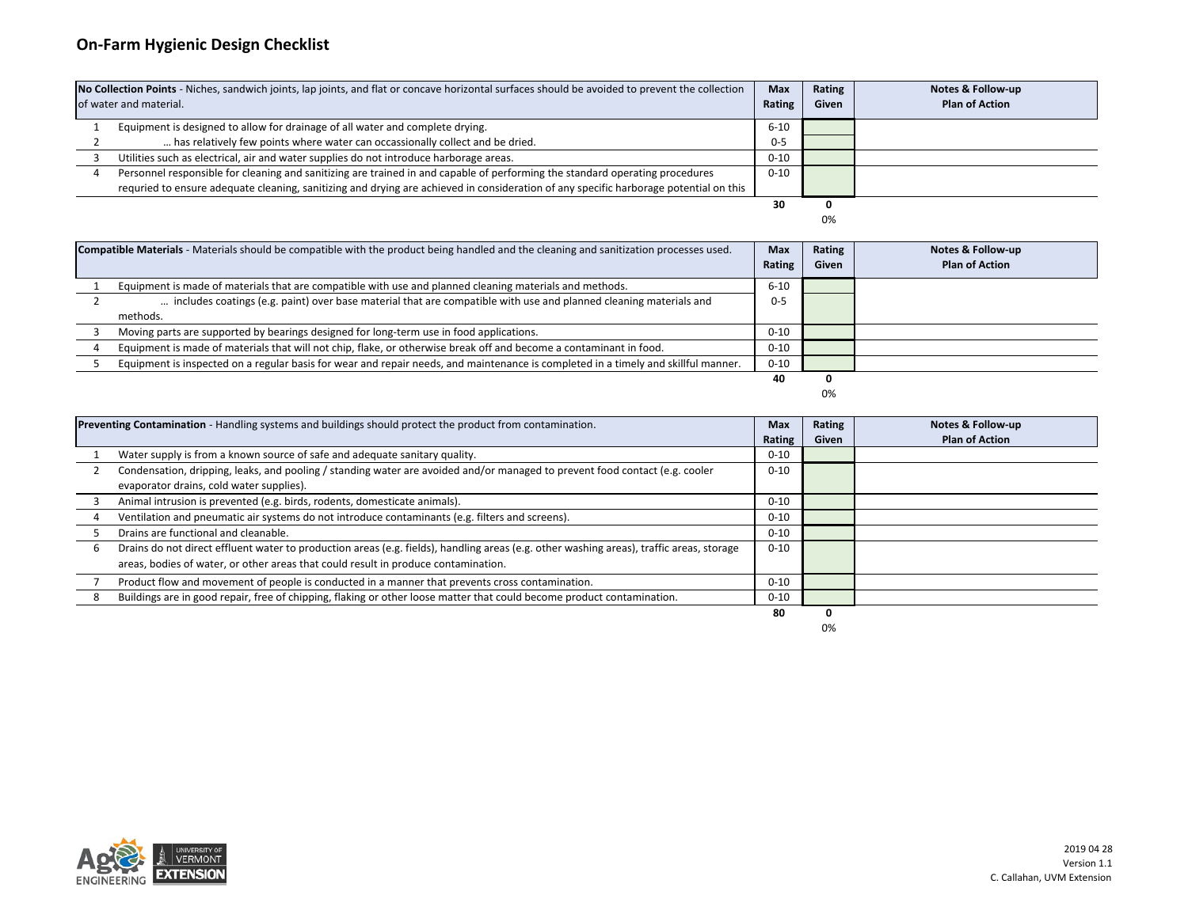# On-Farm Hygienic Design Checklist

| No Collection Points - Niches, sandwich joints, lap joints, and flat or concave horizontal surfaces should be avoided to prevent the collection of water and material. | | Max Rating | Rating Given | Notes & Follow-up Plan of Action |
|---|---|---|---|---|
| 1 | Equipment is designed to allow for drainage of all water and complete drying. | 6-10 | | |
| 2 | … has relatively few points where water can occassionally collect and be dried. | 0-5 | | |
| 3 | Utilities such as electrical, air and water supplies do not introduce harborage areas. | 0-10 | | |
| 4 | Personnel responsible for cleaning and sanitizing are trained in and capable of performing the standard operating procedures requried to ensure adequate cleaning, sanitizing and drying are achieved in consideration of any specific harborage potential on this | 0-10 | | |
| | | **30** | **0** | |
| | | | 0% | |

| Compatible Materials - Materials should be compatible with the product being handled and the cleaning and sanitization processes used. | | Max Rating | Rating Given | Notes & Follow-up Plan of Action |
|---|---|---|---|---|
| 1 | Equipment is made of materials that are compatible with use and planned cleaning materials and methods. | 6-10 | | |
| 2 | … includes coatings (e.g. paint) over base material that are compatible with use and planned cleaning materials and methods. | 0-5 | | |
| 3 | Moving parts are supported by bearings designed for long-term use in food applications. | 0-10 | | |
| 4 | Equipment is made of materials that will not chip, flake, or otherwise break off and become a contaminant in food. | 0-10 | | |
| 5 | Equipment is inspected on a regular basis for wear and repair needs, and maintenance is completed in a timely and skillful manner. | 0-10 | | |
| | | **40** | **0** | |
| | | | 0% | |

| Preventing Contamination - Handling systems and buildings should protect the product from contamination. | | Max Rating | Rating Given | Notes & Follow-up Plan of Action |
|---|---|---|---|---|
| 1 | Water supply is from a known source of safe and adequate sanitary quality. | 0-10 | | |
| 2 | Condensation, dripping, leaks, and pooling / standing water are avoided and/or managed to prevent food contact (e.g. cooler evaporator drains, cold water supplies). | 0-10 | | |
| 3 | Animal intrusion is prevented (e.g. birds, rodents, domesticate animals). | 0-10 | | |
| 4 | Ventilation and pneumatic air systems do not introduce contaminants (e.g. filters and screens). | 0-10 | | |
| 5 | Drains are functional and cleanable. | 0-10 | | |
| 6 | Drains do not direct effluent water to production areas (e.g. fields), handling areas (e.g. other washing areas), traffic areas, storage areas, bodies of water, or other areas that could result in produce contamination. | 0-10 | | |
| 7 | Product flow and movement of people is conducted in a manner that prevents cross contamination. | 0-10 | | |
| 8 | Buildings are in good repair, free of chipping, flaking or other loose matter that could become product contamination. | 0-10 | | |
| | | **80** | **0** | |
| | | | 0% | |

2019 04 28
Version 1.1
C. Callahan, UVM Extension